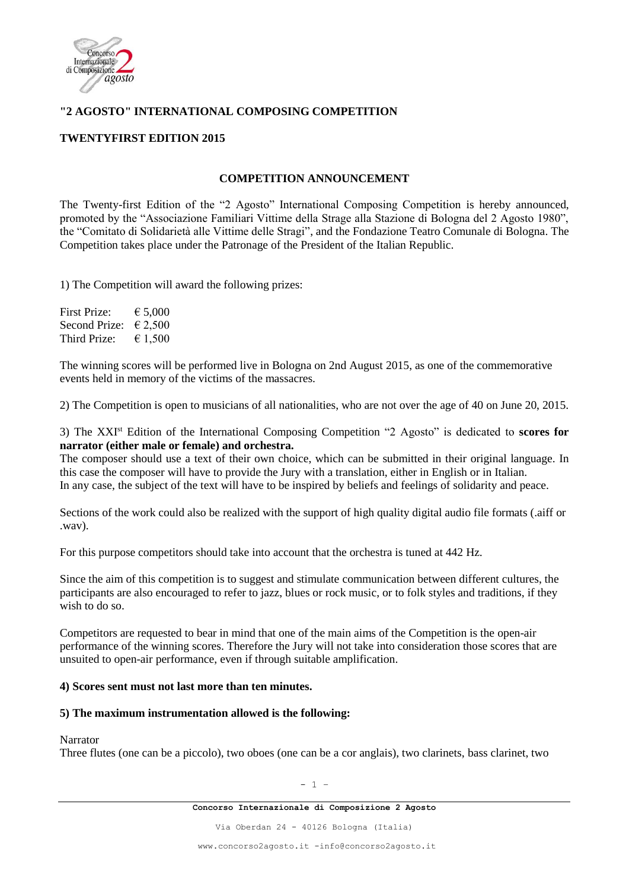**"2 AGOSTO" INTERNATIONAL COMPOSING COMPETITION**

**TWENTYFIRST EDITION 2015**

**COMPETITION ANNOUNCEMENT**

The Twenty-first Edition of the "2 Agosto" International Composing Competition is hereby announced, promoted by the "Associazione Familiari Vittime della Strage alla Stazione di Bologna del 2 Agosto 1980", the "Comitato di Solidarietà alle Vittime delle Stragi", and the Fondazione Teatro Comunale di Bologna. The Competition takes place under the Patronage of the President of the Italian Republic.

1) The Competition will award the following prizes:

First Prize: € 5,000
Second Prize: € 2,500
Third Prize: € 1,500

The winning scores will be performed live in Bologna on 2nd August 2015, as one of the commemorative events held in memory of the victims of the massacres.

2) The Competition is open to musicians of all nationalities, who are not over the age of 40 on June 20, 2015.

3) The XXI[st] Edition of the International Composing Competition "2 Agosto" is dedicated to **scores for narrator (either male or female) and orchestra.**
The composer should use a text of their own choice, which can be submitted in their original language. In this case the composer will have to provide the Jury with a translation, either in English or in Italian.
In any case, the subject of the text will have to be inspired by beliefs and feelings of solidarity and peace.

Sections of the work could also be realized with the support of high quality digital audio file formats (.aiff or .wav).

For this purpose competitors should take into account that the orchestra is tuned at 442 Hz.

Since the aim of this competition is to suggest and stimulate communication between different cultures, the participants are also encouraged to refer to jazz, blues or rock music, or to folk styles and traditions, if they wish to do so.

Competitors are requested to bear in mind that one of the main aims of the Competition is the open-air performance of the winning scores. Therefore the Jury will not take into consideration those scores that are unsuited to open-air performance, even if through suitable amplification.

**4) Scores sent must not last more than ten minutes.**

**5) The maximum instrumentation allowed is the following:**

Narrator
Three flutes (one can be a piccolo), two oboes (one can be a cor anglais), two clarinets, bass clarinet, two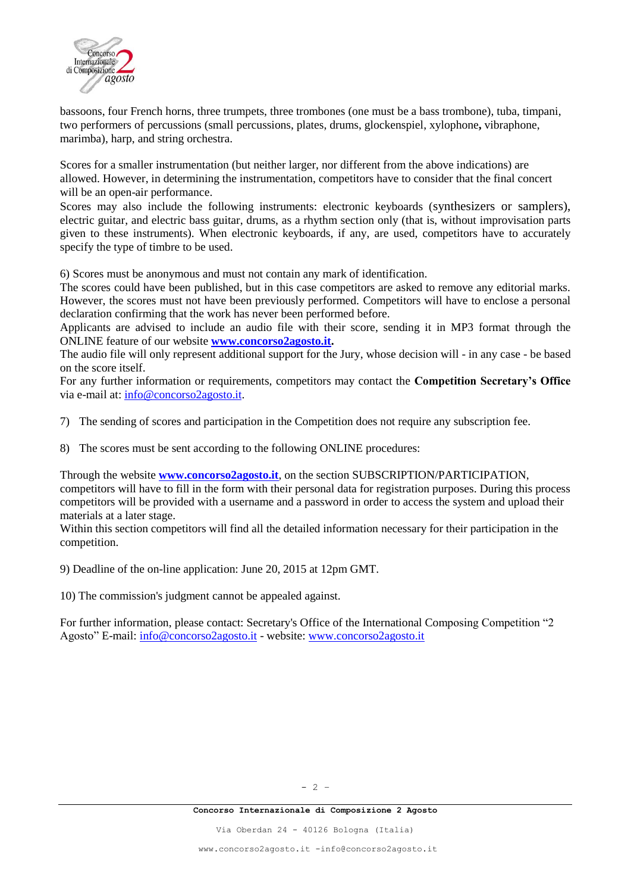bassoons, four French horns, three trumpets, three trombones (one must be a bass trombone), tuba, timpani, two performers of percussions (small percussions, plates, drums, glockenspiel, xylophone**,** vibraphone, marimba), harp, and string orchestra.

Scores for a smaller instrumentation (but neither larger, nor different from the above indications) are allowed. However, in determining the instrumentation, competitors have to consider that the final concert will be an open-air performance.
Scores may also include the following instruments: electronic keyboards (synthesizers or samplers), electric guitar, and electric bass guitar, drums, as a rhythm section only (that is, without improvisation parts given to these instruments). When electronic keyboards, if any, are used, competitors have to accurately specify the type of timbre to be used.

6) Scores must be anonymous and must not contain any mark of identification.
The scores could have been published, but in this case competitors are asked to remove any editorial marks. However, the scores must not have been previously performed. Competitors will have to enclose a personal declaration confirming that the work has never been performed before.
Applicants are advised to include an audio file with their score, sending it in MP3 format through the ONLINE feature of our website **www.concorso2agosto.it.**
The audio file will only represent additional support for the Jury, whose decision will - in any case - be based on the score itself.
For any further information or requirements, competitors may contact the **Competition Secretary's Office** via e-mail at: info@concorso2agosto.it.

7) The sending of scores and participation in the Competition does not require any subscription fee.

8) The scores must be sent according to the following ONLINE procedures:

Through the website **www.concorso2agosto.it**, on the section SUBSCRIPTION/PARTICIPATION, competitors will have to fill in the form with their personal data for registration purposes. During this process competitors will be provided with a username and a password in order to access the system and upload their materials at a later stage.
Within this section competitors will find all the detailed information necessary for their participation in the competition.

9) Deadline of the on-line application: June 20, 2015 at 12pm GMT.

10) The commission's judgment cannot be appealed against.

For further information, please contact: Secretary's Office of the International Composing Competition "2 Agosto" E-mail: info@concorso2agosto.it - website: www.concorso2agosto.it